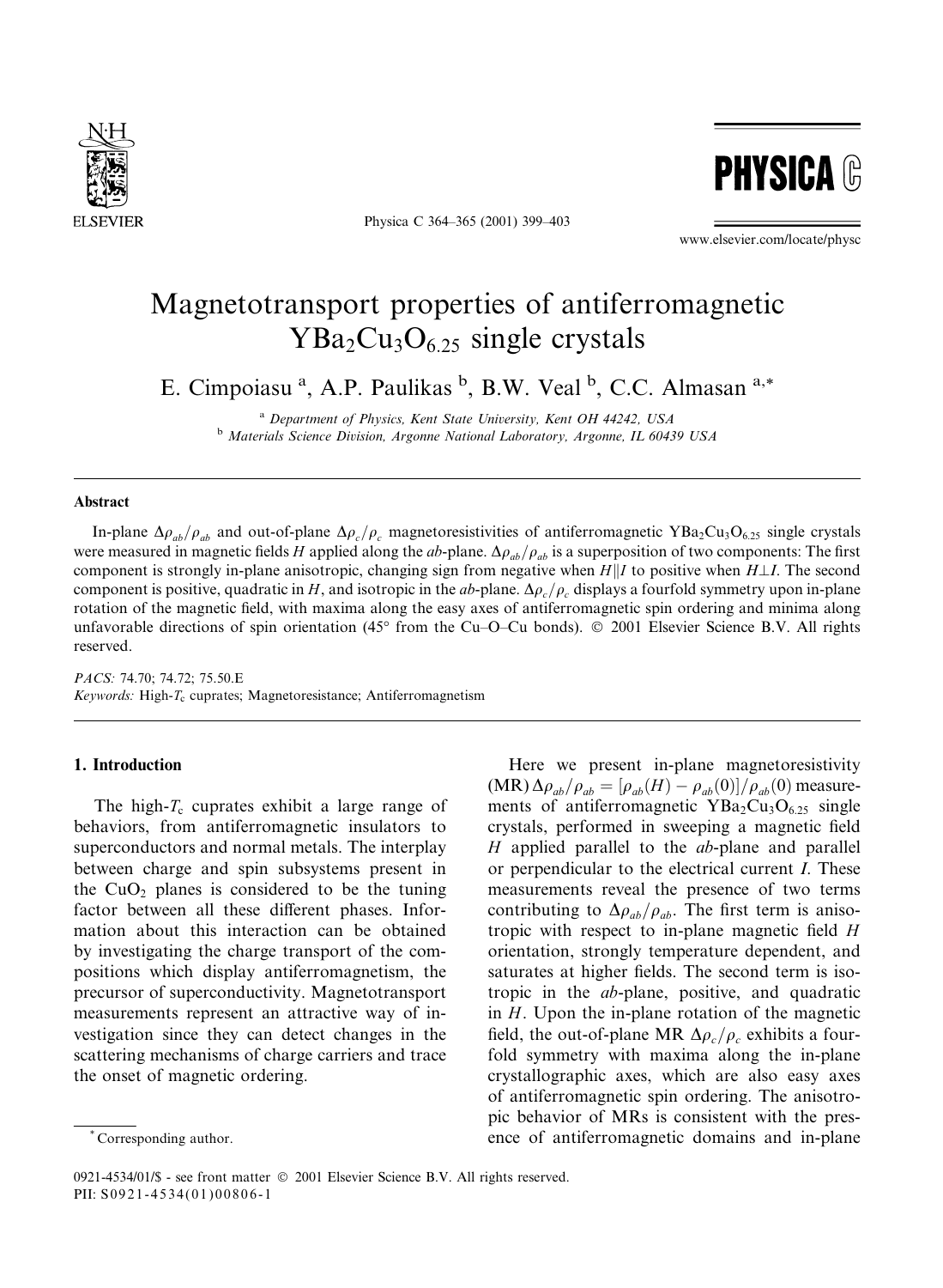# Magnetotransport properties of antiferromagnetic $YBa_2Cu_3O_{6.25}$ single crystals

E. Cimpoiasu [a], A.P. Paulikas [b], B.W. Veal [b], C.C. Almasan [a,*]

[a] Department of Physics, Kent State University, Kent OH 44242, USA

[b] Materials Science Division, Argonne National Laboratory, Argonne, IL 60439 USA

## Abstract

In-plane $\Delta\rho_{ab}/\rho_{ab}$ and out-of-plane $\Delta\rho_c/\rho_c$ magnetoresistivities of antiferromagnetic $YBa_2Cu_3O_{6.25}$ single crystals were measured in magnetic fields $H$ applied along the *ab*-plane. $\Delta\rho_{ab}/\rho_{ab}$ is a superposition of two components: The first component is strongly in-plane anisotropic, changing sign from negative when $H \| I$ to positive when $H \perp I$. The second component is positive, quadratic in $H$, and isotropic in the *ab*-plane. $\Delta\rho_c/\rho_c$ displays a fourfold symmetry upon in-plane rotation of the magnetic field, with maxima along the easy axes of antiferromagnetic spin ordering and minima along unfavorable directions of spin orientation (45° from the Cu–O–Cu bonds). © 2001 Elsevier Science B.V. All rights reserved.

*PACS:* 74.70; 74.72; 75.50.E

*Keywords:* High-$T_c$ cuprates; Magnetoresistance; Antiferromagnetism

## 1. Introduction

The high-$T_c$ cuprates exhibit a large range of behaviors, from antiferromagnetic insulators to superconductors and normal metals. The interplay between charge and spin subsystems present in the $CuO_2$ planes is considered to be the tuning factor between all these different phases. Information about this interaction can be obtained by investigating the charge transport of the compositions which display antiferromagnetism, the precursor of superconductivity. Magnetotransport measurements represent an attractive way of investigation since they can detect changes in the scattering mechanisms of charge carriers and trace the onset of magnetic ordering.

Here we present in-plane magnetoresistivity (MR) $\Delta\rho_{ab}/\rho_{ab} = [\rho_{ab}(H) - \rho_{ab}(0)]/\rho_{ab}(0)$ measurements of antiferromagnetic $YBa_2Cu_3O_{6.25}$ single crystals, performed in sweeping a magnetic field $H$ applied parallel to the *ab*-plane and parallel or perpendicular to the electrical current $I$. These measurements reveal the presence of two terms contributing to $\Delta\rho_{ab}/\rho_{ab}$. The first term is anisotropic with respect to in-plane magnetic field $H$ orientation, strongly temperature dependent, and saturates at higher fields. The second term is isotropic in the *ab*-plane, positive, and quadratic in $H$. Upon the in-plane rotation of the magnetic field, the out-of-plane MR $\Delta\rho_c/\rho_c$ exhibits a fourfold symmetry with maxima along the in-plane crystallographic axes, which are also easy axes of antiferromagnetic spin ordering. The anisotropic behavior of MRs is consistent with the presence of antiferromagnetic domains and in-plane

* Corresponding author.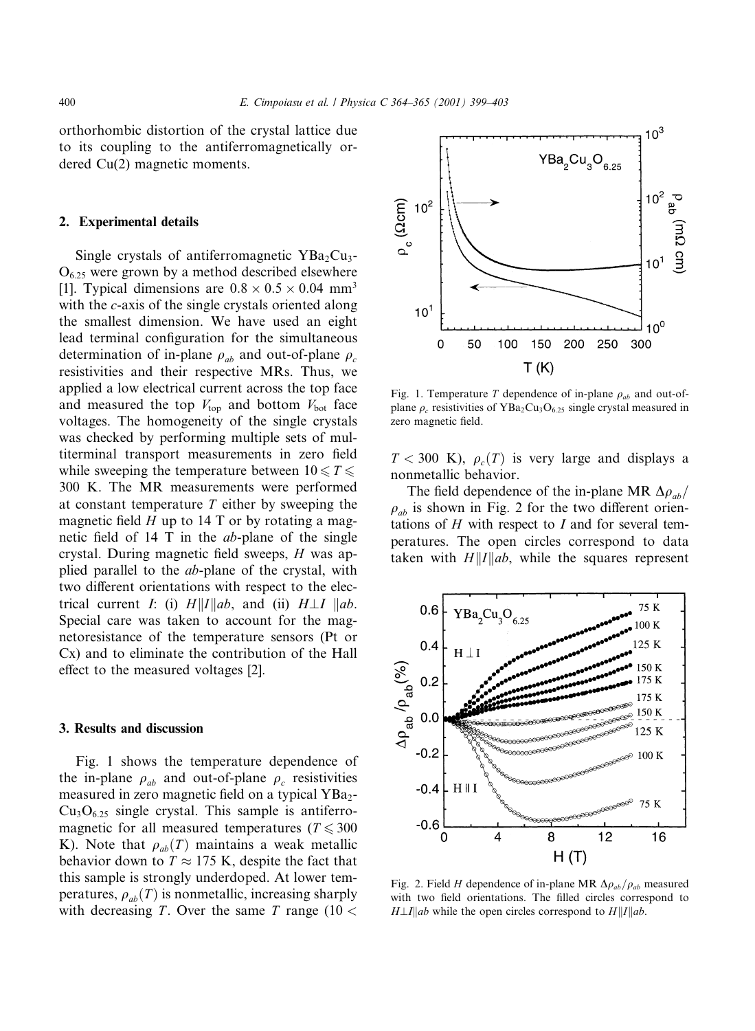orthorhombic distortion of the crystal lattice due to its coupling to the antiferromagnetically ordered Cu(2) magnetic moments.

## 2. Experimental details

Single crystals of antiferromagnetic $YBa_2Cu_3O_{6.25}$ were grown by a method described elsewhere [1]. Typical dimensions are $0.8 \times 0.5 \times 0.04$ mm$^3$ with the *c*-axis of the single crystals oriented along the smallest dimension. We have used an eight lead terminal configuration for the simultaneous determination of in-plane $\rho_{ab}$ and out-of-plane $\rho_c$ resistivities and their respective MRs. Thus, we applied a low electrical current across the top face and measured the top $V_{top}$ and bottom $V_{bot}$ face voltages. The homogeneity of the single crystals was checked by performing multiple sets of multiterminal transport measurements in zero field while sweeping the temperature between $10 \leqslant T \leqslant 300$ K. The MR measurements were performed at constant temperature $T$ either by sweeping the magnetic field $H$ up to 14 T or by rotating a magnetic field of 14 T in the *ab*-plane of the single crystal. During magnetic field sweeps, $H$ was applied parallel to the *ab*-plane of the crystal, with two different orientations with respect to the electrical current $I$: (i) $H \| I \| ab$, and (ii) $H \perp I \; \| ab$. Special care was taken to account for the magnetoresistance of the temperature sensors (Pt or Cx) and to eliminate the contribution of the Hall effect to the measured voltages [2].

## 3. Results and discussion

Fig. 1 shows the temperature dependence of the in-plane $\rho_{ab}$ and out-of-plane $\rho_c$ resistivities measured in zero magnetic field on a typical $YBa_2Cu_3O_{6.25}$ single crystal. This sample is antiferromagnetic for all measured temperatures ($T \leqslant 300$ K). Note that $\rho_{ab}(T)$ maintains a weak metallic behavior down to $T \approx 175$ K, despite the fact that this sample is strongly underdoped. At lower temperatures, $\rho_{ab}(T)$ is nonmetallic, increasing sharply with decreasing $T$. Over the same $T$ range ($10 < T < 300$ K), $\rho_c(T)$ is very large and displays a nonmetallic behavior.

Fig. 1. Temperature $T$ dependence of in-plane $\rho_{ab}$ and out-of-plane $\rho_c$ resistivities of $YBa_2Cu_3O_{6.25}$ single crystal measured in zero magnetic field.

The field dependence of the in-plane MR $\Delta\rho_{ab}/\rho_{ab}$ is shown in Fig. 2 for the two different orientations of $H$ with respect to $I$ and for several temperatures. The open circles correspond to data taken with $H \| I \| ab$, while the squares represent

Fig. 2. Field $H$ dependence of in-plane MR $\Delta\rho_{ab}/\rho_{ab}$ measured with two field orientations. The filled circles correspond to $H \perp I \| ab$ while the open circles correspond to $H \| I \| ab$.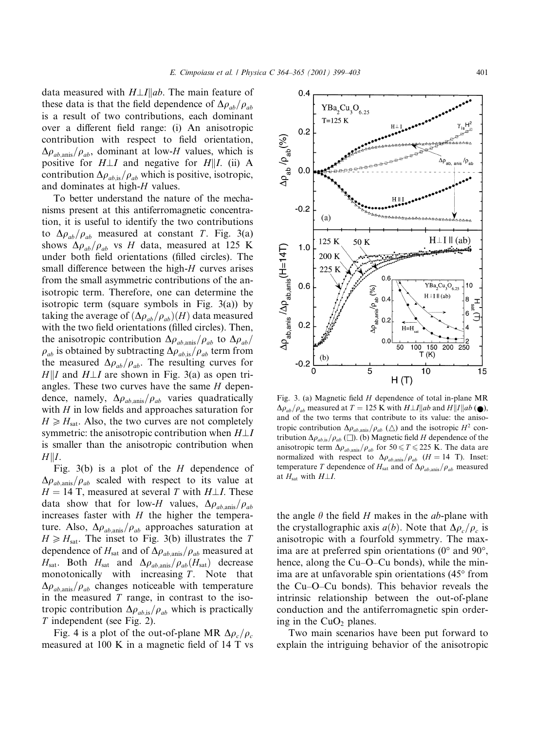data measured with $H \perp I \| ab$. The main feature of these data is that the field dependence of $\Delta\rho_{ab}/\rho_{ab}$ is a result of two contributions, each dominant over a different field range: (i) An anisotropic contribution with respect to field orientation, $\Delta\rho_{ab,\text{anis}}/\rho_{ab}$, dominant at low-$H$ values, which is positive for $H \perp I$ and negative for $H \| I$. (ii) A contribution $\Delta\rho_{ab,\text{is}}/\rho_{ab}$ which is positive, isotropic, and dominates at high-$H$ values.

To better understand the nature of the mechanisms present at this antiferromagnetic concentration, it is useful to identify the two contributions to $\Delta\rho_{ab}/\rho_{ab}$ measured at constant $T$. Fig. 3(a) shows $\Delta\rho_{ab}/\rho_{ab}$ vs $H$ data, measured at 125 K under both field orientations (filled circles). The small difference between the high-$H$ curves arises from the small asymmetric contributions of the anisotropic term. Therefore, one can determine the isotropic term (square symbols in Fig. 3(a)) by taking the average of $(\Delta\rho_{ab}/\rho_{ab})(H)$ data measured with the two field orientations (filled circles). Then, the anisotropic contribution $\Delta\rho_{ab,\text{anis}}/\rho_{ab}$ to $\Delta\rho_{ab}/\rho_{ab}$ is obtained by subtracting $\Delta\rho_{ab,\text{is}}/\rho_{ab}$ term from the measured $\Delta\rho_{ab}/\rho_{ab}$. The resulting curves for $H \| I$ and $H \perp I$ are shown in Fig. 3(a) as open triangles. These two curves have the same $H$ dependence, namely, $\Delta\rho_{ab,\text{anis}}/\rho_{ab}$ varies quadratically with $H$ in low fields and approaches saturation for $H \geq H_{\text{sat}}$. Also, the two curves are not completely symmetric: the anisotropic contribution when $H \perp I$ is smaller than the anisotropic contribution when $H \| I$.

Fig. 3(b) is a plot of the $H$ dependence of $\Delta\rho_{ab,\text{anis}}/\rho_{ab}$ scaled with respect to its value at $H = 14$ T, measured at several $T$ with $H \perp I$. These data show that for low-$H$ values, $\Delta\rho_{ab,\text{anis}}/\rho_{ab}$ increases faster with $H$ the higher the temperature. Also, $\Delta\rho_{ab,\text{anis}}/\rho_{ab}$ approaches saturation at $H \geq H_{\text{sat}}$. The inset to Fig. 3(b) illustrates the $T$ dependence of $H_{\text{sat}}$ and of $\Delta\rho_{ab,\text{anis}}/\rho_{ab}$ measured at $H_{\text{sat}}$. Both $H_{\text{sat}}$ and $\Delta\rho_{ab,\text{anis}}/\rho_{ab}(H_{\text{sat}})$ decrease monotonically with increasing $T$. Note that $\Delta\rho_{ab,\text{anis}}/\rho_{ab}$ changes noticeable with temperature in the measured $T$ range, in contrast to the isotropic contribution $\Delta\rho_{ab,\text{is}}/\rho_{ab}$ which is practically $T$ independent (see Fig. 2).

Fig. 4 is a plot of the out-of-plane MR $\Delta\rho_c/\rho_c$ measured at 100 K in a magnetic field of 14 T vs the angle $\theta$ the field $H$ makes in the $ab$-plane with the crystallographic axis $a(b)$. Note that $\Delta\rho_c/\rho_c$ is anisotropic with a fourfold symmetry. The maxima are at preferred spin orientations (0° and 90°, hence, along the Cu–O–Cu bonds), while the minima are at unfavorable spin orientations (45° from the Cu–O–Cu bonds). This behavior reveals the intrinsic relationship between the out-of-plane conduction and the antiferromagnetic spin ordering in the $CuO_2$ planes.

Two main scenarios have been put forward to explain the intriguing behavior of the anisotropic

Fig. 3. (a) Magnetic field $H$ dependence of total in-plane MR $\Delta\rho_{ab}/\rho_{ab}$ measured at $T = 125$ K with $H \perp I \| ab$ and $H \| I \| ab$ (●), and of the two terms that contribute to its value: the anisotropic contribution $\Delta\rho_{ab,\text{anis}}/\rho_{ab}$ (△) and the isotropic $H^2$ contribution $\Delta\rho_{ab,\text{is}}/\rho_{ab}$ (□). (b) Magnetic field $H$ dependence of the anisotropic term $\Delta\rho_{ab,\text{anis}}/\rho_{ab}$ for $50 \leq T \leq 225$ K. The data are normalized with respect to $\Delta\rho_{ab,\text{anis}}/\rho_{ab}$ ($H = 14$ T). Inset: temperature $T$ dependence of $H_{\text{sat}}$ and of $\Delta\rho_{ab,\text{anis}}/\rho_{ab}$ measured at $H_{\text{sat}}$ with $H \perp I$.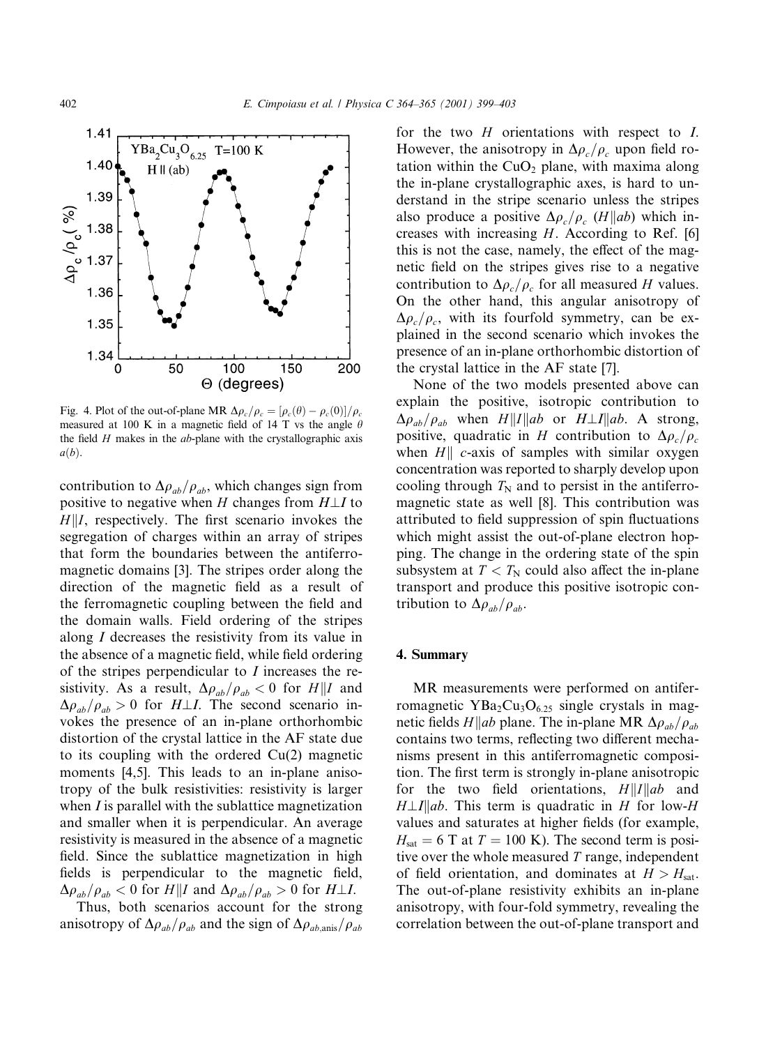Fig. 4. Plot of the out-of-plane MR $\Delta\rho_c/\rho_c = [\rho_c(\theta) - \rho_c(0)]/\rho_c$ measured at 100 K in a magnetic field of 14 T vs the angle $\theta$ the field $H$ makes in the $ab$-plane with the crystallographic axis $a(b)$.

contribution to $\Delta\rho_{ab}/\rho_{ab}$, which changes sign from positive to negative when $H$ changes from $H \perp I$ to $H \| I$, respectively. The first scenario invokes the segregation of charges within an array of stripes that form the boundaries between the antiferromagnetic domains [3]. The stripes order along the direction of the magnetic field as a result of the ferromagnetic coupling between the field and the domain walls. Field ordering of the stripes along $I$ decreases the resistivity from its value in the absence of a magnetic field, while field ordering of the stripes perpendicular to $I$ increases the resistivity. As a result, $\Delta\rho_{ab}/\rho_{ab} < 0$ for $H \| I$ and $\Delta\rho_{ab}/\rho_{ab} > 0$ for $H \perp I$. The second scenario invokes the presence of an in-plane orthorhombic distortion of the crystal lattice in the AF state due to its coupling with the ordered Cu(2) magnetic moments [4,5]. This leads to an in-plane anisotropy of the bulk resistivities: resistivity is larger when $I$ is parallel with the sublattice magnetization and smaller when it is perpendicular. An average resistivity is measured in the absence of a magnetic field. Since the sublattice magnetization in high fields is perpendicular to the magnetic field, $\Delta\rho_{ab}/\rho_{ab} < 0$ for $H \| I$ and $\Delta\rho_{ab}/\rho_{ab} > 0$ for $H \perp I$.

Thus, both scenarios account for the strong anisotropy of $\Delta\rho_{ab}/\rho_{ab}$ and the sign of $\Delta\rho_{ab,\mathrm{anis}}/\rho_{ab}$ for the two $H$ orientations with respect to $I$. However, the anisotropy in $\Delta\rho_c/\rho_c$ upon field rotation within the $CuO_2$ plane, with maxima along the in-plane crystallographic axes, is hard to understand in the stripe scenario unless the stripes also produce a positive $\Delta\rho_c/\rho_c$ ($H \| ab$) which increases with increasing $H$. According to Ref. [6] this is not the case, namely, the effect of the magnetic field on the stripes gives rise to a negative contribution to $\Delta\rho_c/\rho_c$ for all measured $H$ values. On the other hand, this angular anisotropy of $\Delta\rho_c/\rho_c$, with its fourfold symmetry, can be explained in the second scenario which invokes the presence of an in-plane orthorhombic distortion of the crystal lattice in the AF state [7].

None of the two models presented above can explain the positive, isotropic contribution to $\Delta\rho_{ab}/\rho_{ab}$ when $H \| I \| ab$ or $H \perp I \| ab$. A strong, positive, quadratic in $H$ contribution to $\Delta\rho_c/\rho_c$ when $H \|$ $c$-axis of samples with similar oxygen concentration was reported to sharply develop upon cooling through $T_N$ and to persist in the antiferromagnetic state as well [8]. This contribution was attributed to field suppression of spin fluctuations which might assist the out-of-plane electron hopping. The change in the ordering state of the spin subsystem at $T < T_N$ could also affect the in-plane transport and produce this positive isotropic contribution to $\Delta\rho_{ab}/\rho_{ab}$.

## 4. Summary

MR measurements were performed on antiferromagnetic $YBa_2Cu_3O_{6.25}$ single crystals in magnetic fields $H \| ab$ plane. The in-plane MR $\Delta\rho_{ab}/\rho_{ab}$ contains two terms, reflecting two different mechanisms present in this antiferromagnetic composition. The first term is strongly in-plane anisotropic for the two field orientations, $H \| I \| ab$ and $H \perp I \| ab$. This term is quadratic in $H$ for low-$H$ values and saturates at higher fields (for example, $H_{\mathrm{sat}} = 6$ T at $T = 100$ K). The second term is positive over the whole measured $T$ range, independent of field orientation, and dominates at $H > H_{\mathrm{sat}}$. The out-of-plane resistivity exhibits an in-plane anisotropy, with four-fold symmetry, revealing the correlation between the out-of-plane transport and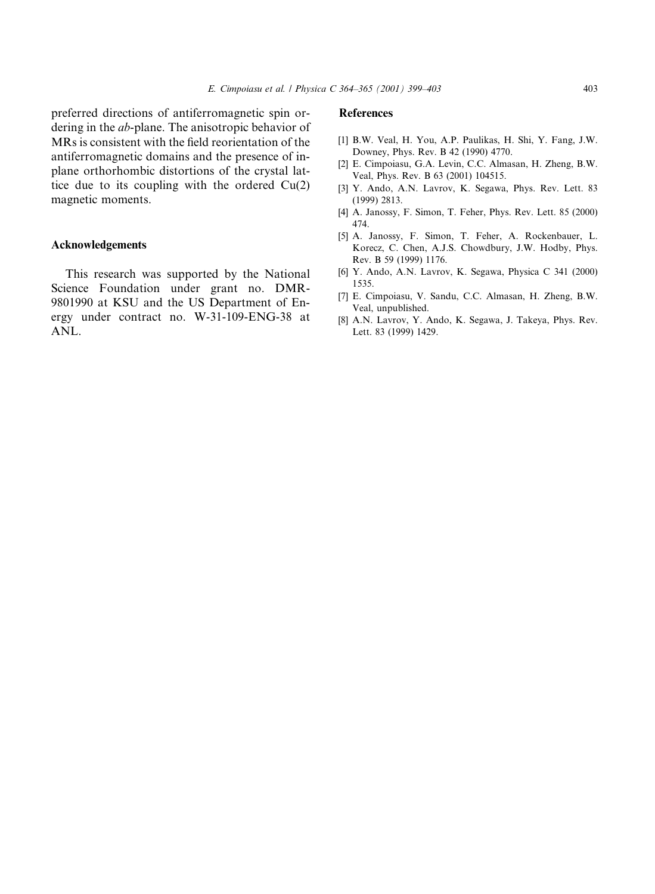preferred directions of antiferromagnetic spin ordering in the *ab*-plane. The anisotropic behavior of MRs is consistent with the field reorientation of the antiferromagnetic domains and the presence of in-plane orthorhombic distortions of the crystal lattice due to its coupling with the ordered Cu(2) magnetic moments.

## Acknowledgements

This research was supported by the National Science Foundation under grant no. DMR-9801990 at KSU and the US Department of Energy under contract no. W-31-109-ENG-38 at ANL.

## References

[1] B.W. Veal, H. You, A.P. Paulikas, H. Shi, Y. Fang, J.W. Downey, Phys. Rev. B 42 (1990) 4770.

[2] E. Cimpoiasu, G.A. Levin, C.C. Almasan, H. Zheng, B.W. Veal, Phys. Rev. B 63 (2001) 104515.

[3] Y. Ando, A.N. Lavrov, K. Segawa, Phys. Rev. Lett. 83 (1999) 2813.

[4] A. Janossy, F. Simon, T. Feher, Phys. Rev. Lett. 85 (2000) 474.

[5] A. Janossy, F. Simon, T. Feher, A. Rockenbauer, L. Korecz, C. Chen, A.J.S. Chowdbury, J.W. Hodby, Phys. Rev. B 59 (1999) 1176.

[6] Y. Ando, A.N. Lavrov, K. Segawa, Physica C 341 (2000) 1535.

[7] E. Cimpoiasu, V. Sandu, C.C. Almasan, H. Zheng, B.W. Veal, unpublished.

[8] A.N. Lavrov, Y. Ando, K. Segawa, J. Takeya, Phys. Rev. Lett. 83 (1999) 1429.